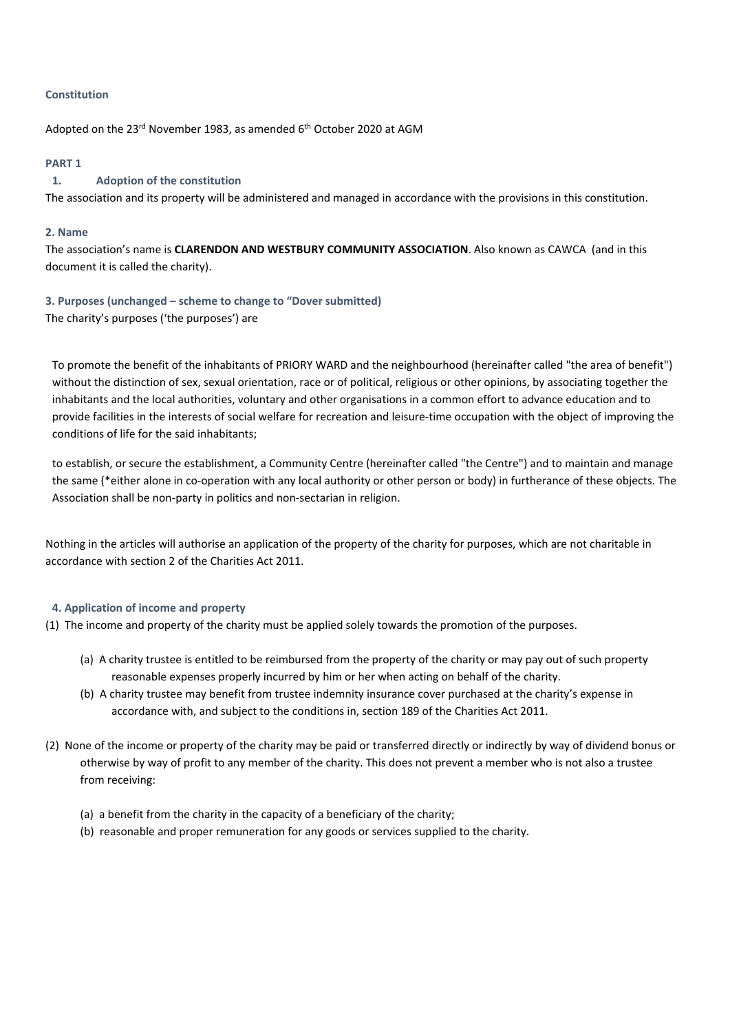**Constitution**

Adopted on the 23rd November 1983, as amended 6th October 2020 at AGM

**PART 1**

**1. Adoption of the constitution**

The association and its property will be administered and managed in accordance with the provisions in this constitution.

**2. Name**

The association's name is **CLARENDON AND WESTBURY COMMUNITY ASSOCIATION**. Also known as CAWCA (and in this document it is called the charity).

**3. Purposes (unchanged – scheme to change to "Dover submitted)**

The charity's purposes ('the purposes') are

To promote the benefit of the inhabitants of PRIORY WARD and the neighbourhood (hereinafter called "the area of benefit") without the distinction of sex, sexual orientation, race or of political, religious or other opinions, by associating together the inhabitants and the local authorities, voluntary and other organisations in a common effort to advance education and to provide facilities in the interests of social welfare for recreation and leisure-time occupation with the object of improving the conditions of life for the said inhabitants;

to establish, or secure the establishment, a Community Centre (hereinafter called "the Centre") and to maintain and manage the same (*either alone in co-operation with any local authority or other person or body) in furtherance of these objects. The Association shall be non-party in politics and non-sectarian in religion.

Nothing in the articles will authorise an application of the property of the charity for purposes, which are not charitable in accordance with section 2 of the Charities Act 2011.

**4. Application of income and property**

(1) The income and property of the charity must be applied solely towards the promotion of the purposes.

- (a) A charity trustee is entitled to be reimbursed from the property of the charity or may pay out of such property reasonable expenses properly incurred by him or her when acting on behalf of the charity.
- (b) A charity trustee may benefit from trustee indemnity insurance cover purchased at the charity's expense in accordance with, and subject to the conditions in, section 189 of the Charities Act 2011.

(2) None of the income or property of the charity may be paid or transferred directly or indirectly by way of dividend bonus or otherwise by way of profit to any member of the charity. This does not prevent a member who is not also a trustee from receiving:

- (a) a benefit from the charity in the capacity of a beneficiary of the charity;
- (b) reasonable and proper remuneration for any goods or services supplied to the charity.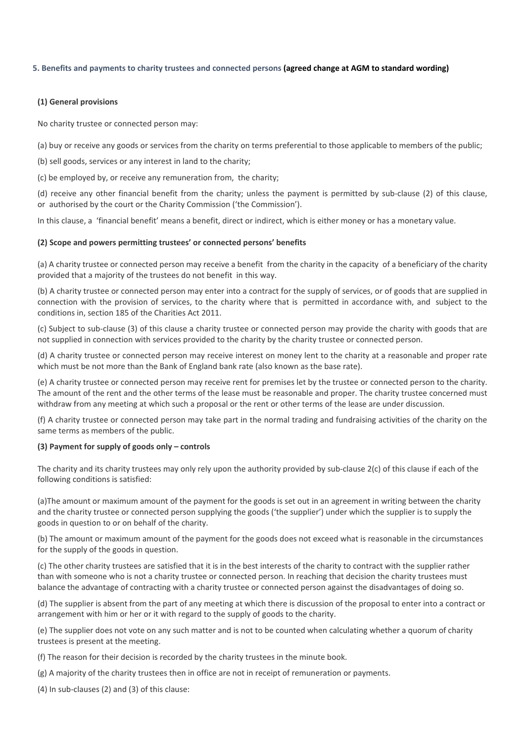### 5. Benefits and payments to charity trustees and connected persons **(agreed change at AGM to standard wording)**

**(1) General provisions**

No charity trustee or connected person may:

(a) buy or receive any goods or services from the charity on terms preferential to those applicable to members of the public;

(b) sell goods, services or any interest in land to the charity;

(c) be employed by, or receive any remuneration from, the charity;

(d) receive any other financial benefit from the charity; unless the payment is permitted by sub-clause (2) of this clause, or authorised by the court or the Charity Commission ('the Commission').

In this clause, a 'financial benefit' means a benefit, direct or indirect, which is either money or has a monetary value.

**(2) Scope and powers permitting trustees' or connected persons' benefits**

(a) A charity trustee or connected person may receive a benefit from the charity in the capacity of a beneficiary of the charity provided that a majority of the trustees do not benefit in this way.

(b) A charity trustee or connected person may enter into a contract for the supply of services, or of goods that are supplied in connection with the provision of services, to the charity where that is permitted in accordance with, and subject to the conditions in, section 185 of the Charities Act 2011.

(c) Subject to sub-clause (3) of this clause a charity trustee or connected person may provide the charity with goods that are not supplied in connection with services provided to the charity by the charity trustee or connected person.

(d) A charity trustee or connected person may receive interest on money lent to the charity at a reasonable and proper rate which must be not more than the Bank of England bank rate (also known as the base rate).

(e) A charity trustee or connected person may receive rent for premises let by the trustee or connected person to the charity. The amount of the rent and the other terms of the lease must be reasonable and proper. The charity trustee concerned must withdraw from any meeting at which such a proposal or the rent or other terms of the lease are under discussion.

(f) A charity trustee or connected person may take part in the normal trading and fundraising activities of the charity on the same terms as members of the public.

**(3) Payment for supply of goods only – controls**

The charity and its charity trustees may only rely upon the authority provided by sub-clause 2(c) of this clause if each of the following conditions is satisfied:

(a)The amount or maximum amount of the payment for the goods is set out in an agreement in writing between the charity and the charity trustee or connected person supplying the goods ('the supplier') under which the supplier is to supply the goods in question to or on behalf of the charity.

(b) The amount or maximum amount of the payment for the goods does not exceed what is reasonable in the circumstances for the supply of the goods in question.

(c) The other charity trustees are satisfied that it is in the best interests of the charity to contract with the supplier rather than with someone who is not a charity trustee or connected person. In reaching that decision the charity trustees must balance the advantage of contracting with a charity trustee or connected person against the disadvantages of doing so.

(d) The supplier is absent from the part of any meeting at which there is discussion of the proposal to enter into a contract or arrangement with him or her or it with regard to the supply of goods to the charity.

(e) The supplier does not vote on any such matter and is not to be counted when calculating whether a quorum of charity trustees is present at the meeting.

(f) The reason for their decision is recorded by the charity trustees in the minute book.

(g) A majority of the charity trustees then in office are not in receipt of remuneration or payments.

(4) In sub-clauses (2) and (3) of this clause: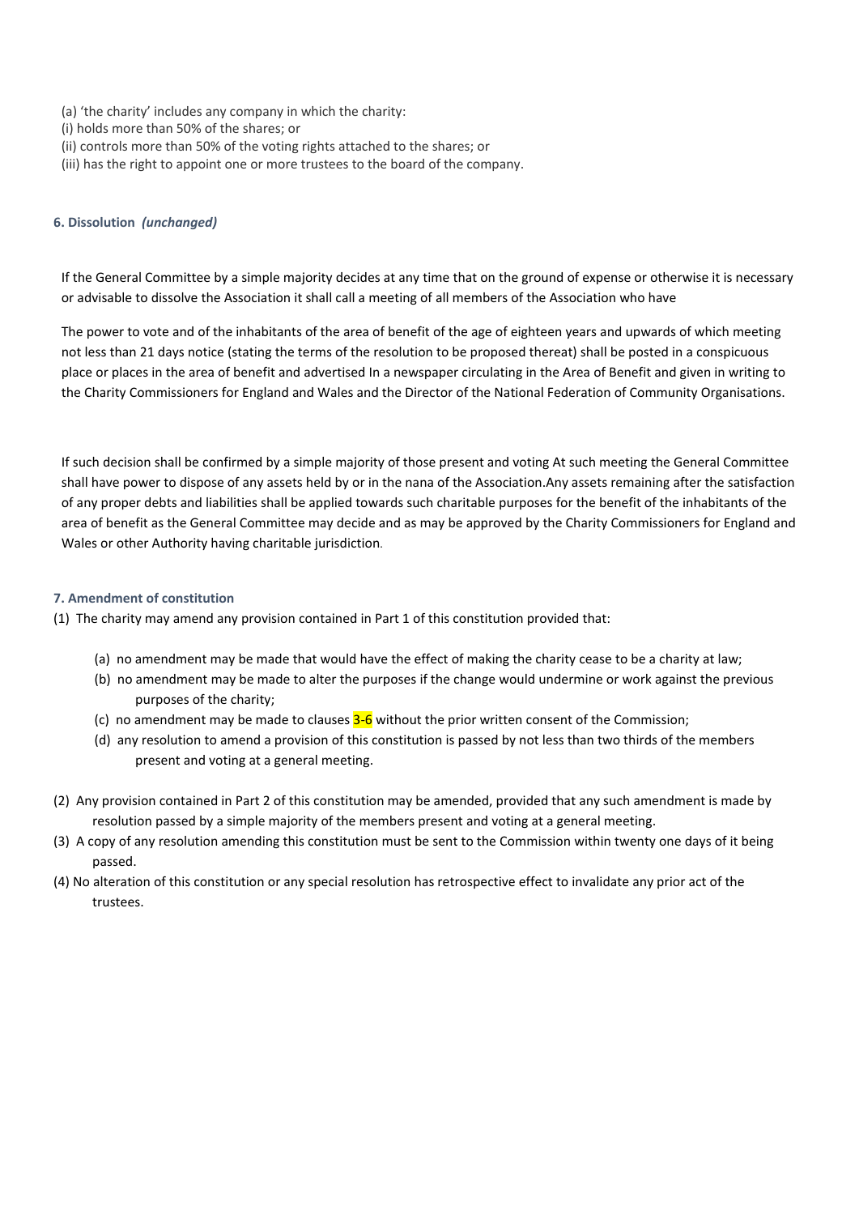(a) 'the charity' includes any company in which the charity:
(i) holds more than 50% of the shares; or
(ii) controls more than 50% of the voting rights attached to the shares; or
(iii) has the right to appoint one or more trustees to the board of the company.

#### 6. Dissolution *(unchanged)*

If the General Committee by a simple majority decides at any time that on the ground of expense or otherwise it is necessary or advisable to dissolve the Association it shall call a meeting of all members of the Association who have

The power to vote and of the inhabitants of the area of benefit of the age of eighteen years and upwards of which meeting not less than 21 days notice (stating the terms of the resolution to be proposed thereat) shall be posted in a conspicuous place or places in the area of benefit and advertised In a newspaper circulating in the Area of Benefit and given in writing to the Charity Commissioners for England and Wales and the Director of the National Federation of Community Organisations.

If such decision shall be confirmed by a simple majority of those present and voting At such meeting the General Committee shall have power to dispose of any assets held by or in the nana of the Association.Any assets remaining after the satisfaction of any proper debts and liabilities shall be applied towards such charitable purposes for the benefit of the inhabitants of the area of benefit as the General Committee may decide and as may be approved by the Charity Commissioners for England and Wales or other Authority having charitable jurisdiction.

#### 7. Amendment of constitution

(1) The charity may amend any provision contained in Part 1 of this constitution provided that:

- (a) no amendment may be made that would have the effect of making the charity cease to be a charity at law;
- (b) no amendment may be made to alter the purposes if the change would undermine or work against the previous purposes of the charity;
- (c) no amendment may be made to clauses 3-6 without the prior written consent of the Commission;
- (d) any resolution to amend a provision of this constitution is passed by not less than two thirds of the members present and voting at a general meeting.

(2) Any provision contained in Part 2 of this constitution may be amended, provided that any such amendment is made by resolution passed by a simple majority of the members present and voting at a general meeting.

(3) A copy of any resolution amending this constitution must be sent to the Commission within twenty one days of it being passed.

(4) No alteration of this constitution or any special resolution has retrospective effect to invalidate any prior act of the trustees.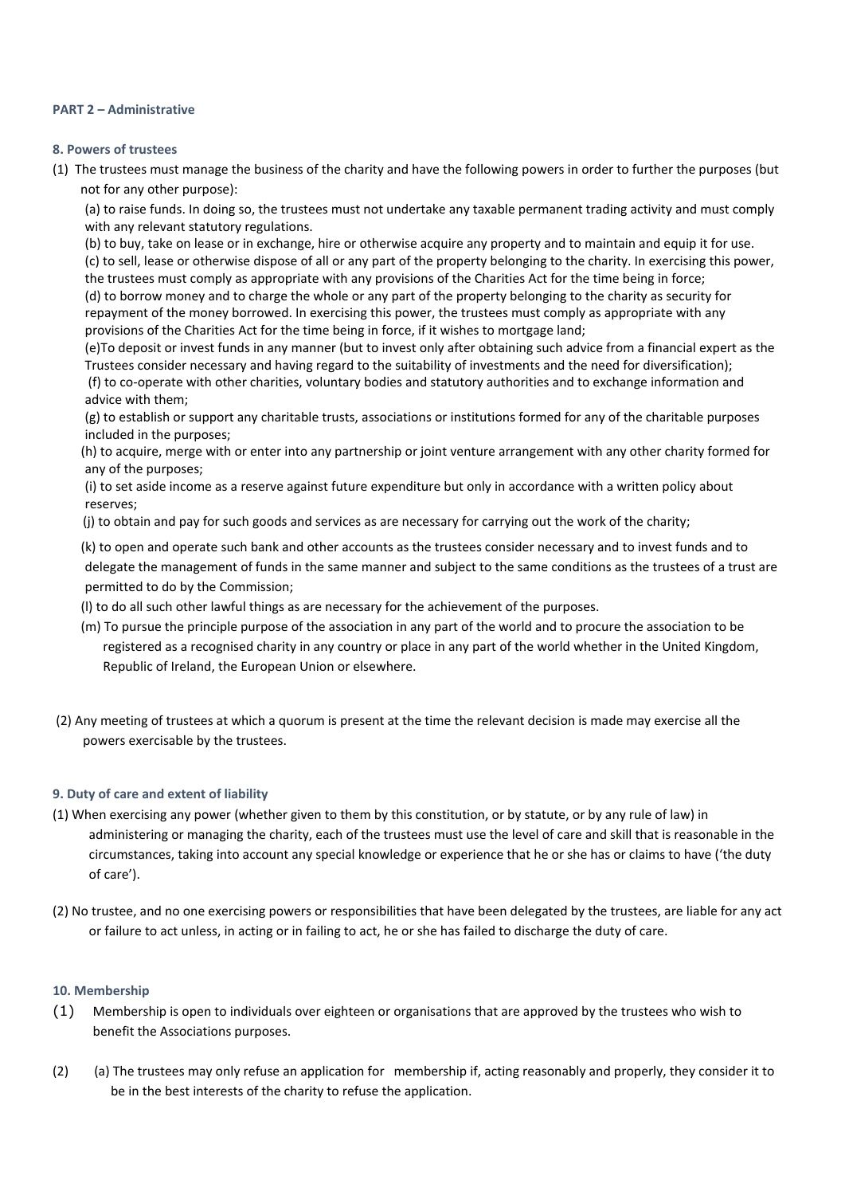**PART 2 – Administrative**

**8. Powers of trustees**

(1) The trustees must manage the business of the charity and have the following powers in order to further the purposes (but not for any other purpose):

(a) to raise funds. In doing so, the trustees must not undertake any taxable permanent trading activity and must comply with any relevant statutory regulations.

(b) to buy, take on lease or in exchange, hire or otherwise acquire any property and to maintain and equip it for use.

(c) to sell, lease or otherwise dispose of all or any part of the property belonging to the charity. In exercising this power, the trustees must comply as appropriate with any provisions of the Charities Act for the time being in force;

(d) to borrow money and to charge the whole or any part of the property belonging to the charity as security for repayment of the money borrowed. In exercising this power, the trustees must comply as appropriate with any provisions of the Charities Act for the time being in force, if it wishes to mortgage land;

(e)To deposit or invest funds in any manner (but to invest only after obtaining such advice from a financial expert as the Trustees consider necessary and having regard to the suitability of investments and the need for diversification);

(f) to co-operate with other charities, voluntary bodies and statutory authorities and to exchange information and advice with them;

(g) to establish or support any charitable trusts, associations or institutions formed for any of the charitable purposes included in the purposes;

(h) to acquire, merge with or enter into any partnership or joint venture arrangement with any other charity formed for any of the purposes;

(i) to set aside income as a reserve against future expenditure but only in accordance with a written policy about reserves;

(j) to obtain and pay for such goods and services as are necessary for carrying out the work of the charity;

(k) to open and operate such bank and other accounts as the trustees consider necessary and to invest funds and to delegate the management of funds in the same manner and subject to the same conditions as the trustees of a trust are permitted to do by the Commission;

(l) to do all such other lawful things as are necessary for the achievement of the purposes.

(m) To pursue the principle purpose of the association in any part of the world and to procure the association to be registered as a recognised charity in any country or place in any part of the world whether in the United Kingdom, Republic of Ireland, the European Union or elsewhere.

(2) Any meeting of trustees at which a quorum is present at the time the relevant decision is made may exercise all the powers exercisable by the trustees.

**9. Duty of care and extent of liability**

(1) When exercising any power (whether given to them by this constitution, or by statute, or by any rule of law) in administering or managing the charity, each of the trustees must use the level of care and skill that is reasonable in the circumstances, taking into account any special knowledge or experience that he or she has or claims to have ('the duty of care').

(2) No trustee, and no one exercising powers or responsibilities that have been delegated by the trustees, are liable for any act or failure to act unless, in acting or in failing to act, he or she has failed to discharge the duty of care.

**10. Membership**

(1) Membership is open to individuals over eighteen or organisations that are approved by the trustees who wish to benefit the Associations purposes.

(2) (a) The trustees may only refuse an application for membership if, acting reasonably and properly, they consider it to be in the best interests of the charity to refuse the application.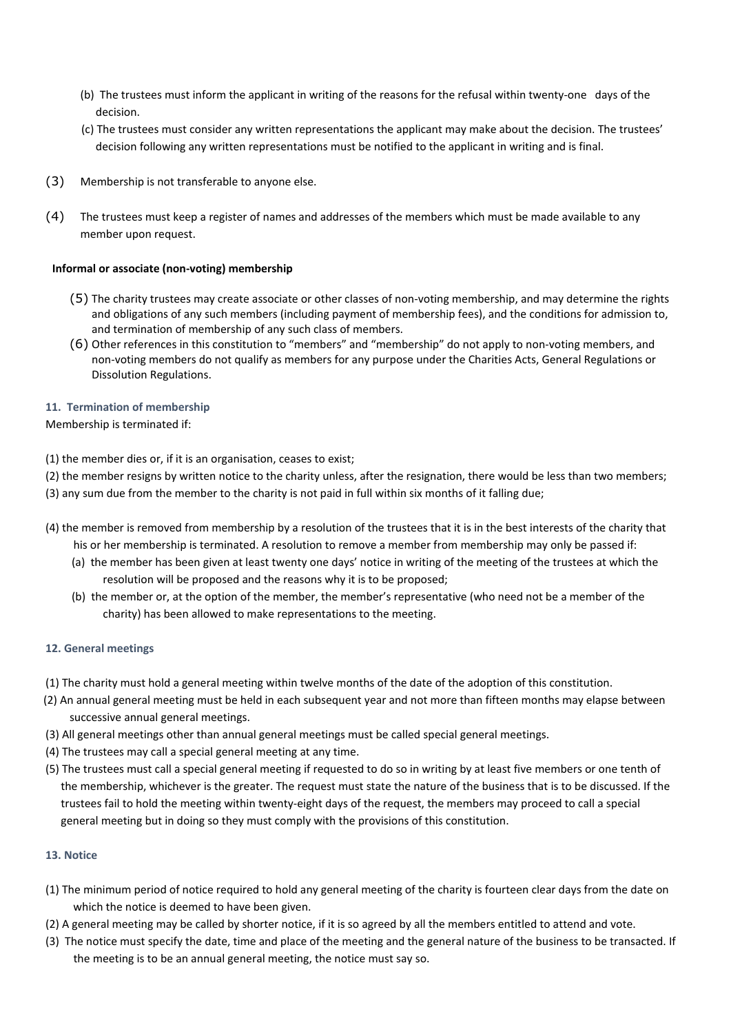(b) The trustees must inform the applicant in writing of the reasons for the refusal within twenty-one days of the decision.

(c) The trustees must consider any written representations the applicant may make about the decision. The trustees' decision following any written representations must be notified to the applicant in writing and is final.

(3) Membership is not transferable to anyone else.

(4) The trustees must keep a register of names and addresses of the members which must be made available to any member upon request.

**Informal or associate (non-voting) membership**

(5) The charity trustees may create associate or other classes of non-voting membership, and may determine the rights and obligations of any such members (including payment of membership fees), and the conditions for admission to, and termination of membership of any such class of members.

(6) Other references in this constitution to "members" and "membership" do not apply to non-voting members, and non-voting members do not qualify as members for any purpose under the Charities Acts, General Regulations or Dissolution Regulations.

### 11. Termination of membership

Membership is terminated if:

(1) the member dies or, if it is an organisation, ceases to exist;

(2) the member resigns by written notice to the charity unless, after the resignation, there would be less than two members;

(3) any sum due from the member to the charity is not paid in full within six months of it falling due;

(4) the member is removed from membership by a resolution of the trustees that it is in the best interests of the charity that his or her membership is terminated. A resolution to remove a member from membership may only be passed if:

(a) the member has been given at least twenty one days' notice in writing of the meeting of the trustees at which the resolution will be proposed and the reasons why it is to be proposed;

(b) the member or, at the option of the member, the member's representative (who need not be a member of the charity) has been allowed to make representations to the meeting.

### 12. General meetings

(1) The charity must hold a general meeting within twelve months of the date of the adoption of this constitution.

(2) An annual general meeting must be held in each subsequent year and not more than fifteen months may elapse between successive annual general meetings.

(3) All general meetings other than annual general meetings must be called special general meetings.

(4) The trustees may call a special general meeting at any time.

(5) The trustees must call a special general meeting if requested to do so in writing by at least five members or one tenth of the membership, whichever is the greater. The request must state the nature of the business that is to be discussed. If the trustees fail to hold the meeting within twenty-eight days of the request, the members may proceed to call a special general meeting but in doing so they must comply with the provisions of this constitution.

### 13. Notice

(1) The minimum period of notice required to hold any general meeting of the charity is fourteen clear days from the date on which the notice is deemed to have been given.

(2) A general meeting may be called by shorter notice, if it is so agreed by all the members entitled to attend and vote.

(3) The notice must specify the date, time and place of the meeting and the general nature of the business to be transacted. If the meeting is to be an annual general meeting, the notice must say so.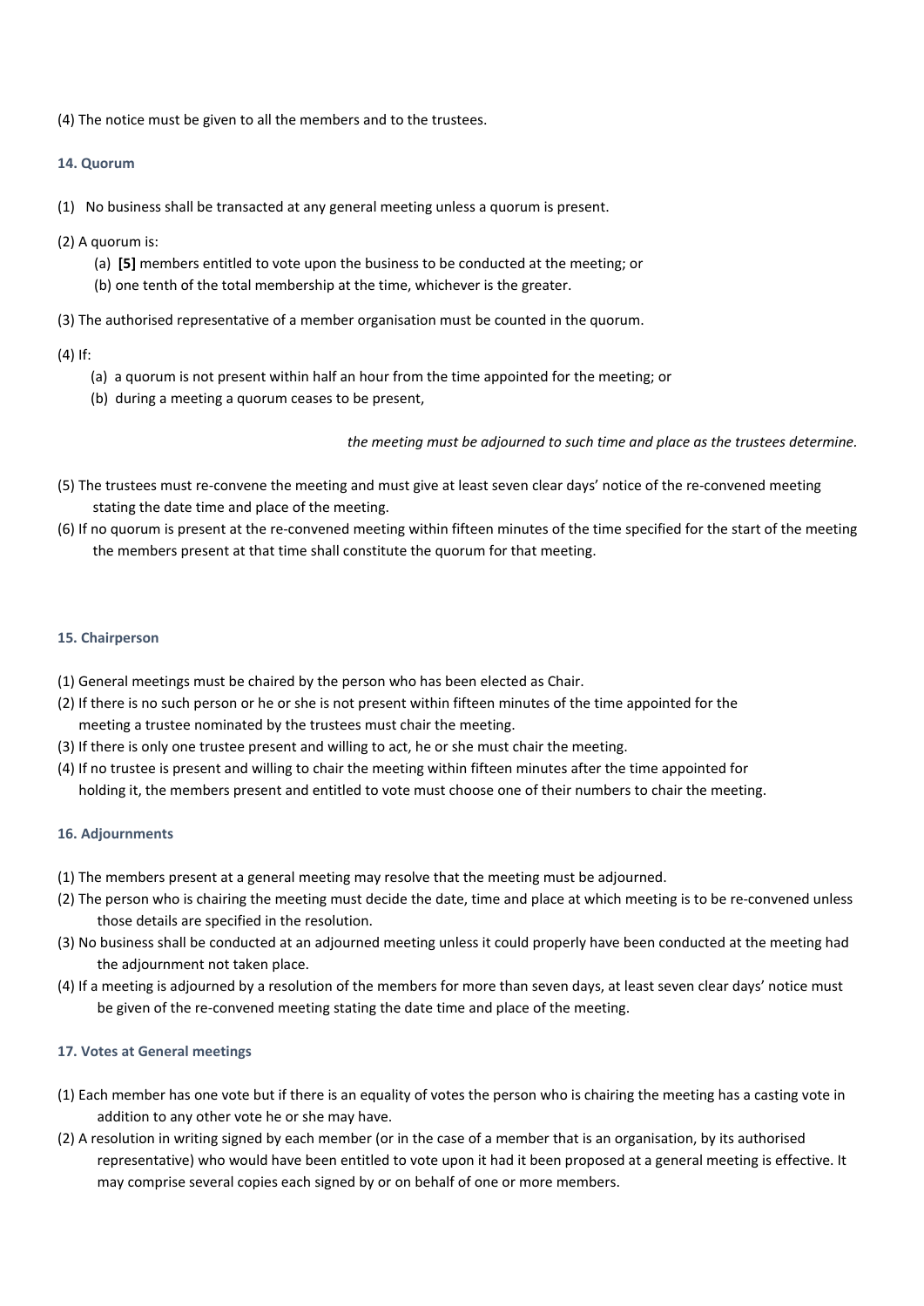(4) The notice must be given to all the members and to the trustees.

### 14. Quorum

(1) No business shall be transacted at any general meeting unless a quorum is present.

(2) A quorum is:

  (a) **[5]** members entitled to vote upon the business to be conducted at the meeting; or
  (b) one tenth of the total membership at the time, whichever is the greater.

(3) The authorised representative of a member organisation must be counted in the quorum.

(4) If:

  (a) a quorum is not present within half an hour from the time appointed for the meeting; or
  (b) during a meeting a quorum ceases to be present,

*the meeting must be adjourned to such time and place as the trustees determine.*

(5) The trustees must re-convene the meeting and must give at least seven clear days' notice of the re-convened meeting stating the date time and place of the meeting.

(6) If no quorum is present at the re-convened meeting within fifteen minutes of the time specified for the start of the meeting the members present at that time shall constitute the quorum for that meeting.

### 15. Chairperson

(1) General meetings must be chaired by the person who has been elected as Chair.

(2) If there is no such person or he or she is not present within fifteen minutes of the time appointed for the meeting a trustee nominated by the trustees must chair the meeting.

(3) If there is only one trustee present and willing to act, he or she must chair the meeting.

(4) If no trustee is present and willing to chair the meeting within fifteen minutes after the time appointed for holding it, the members present and entitled to vote must choose one of their numbers to chair the meeting.

### 16. Adjournments

(1) The members present at a general meeting may resolve that the meeting must be adjourned.

(2) The person who is chairing the meeting must decide the date, time and place at which meeting is to be re-convened unless those details are specified in the resolution.

(3) No business shall be conducted at an adjourned meeting unless it could properly have been conducted at the meeting had the adjournment not taken place.

(4) If a meeting is adjourned by a resolution of the members for more than seven days, at least seven clear days' notice must be given of the re-convened meeting stating the date time and place of the meeting.

### 17. Votes at General meetings

(1) Each member has one vote but if there is an equality of votes the person who is chairing the meeting has a casting vote in addition to any other vote he or she may have.

(2) A resolution in writing signed by each member (or in the case of a member that is an organisation, by its authorised representative) who would have been entitled to vote upon it had it been proposed at a general meeting is effective. It may comprise several copies each signed by or on behalf of one or more members.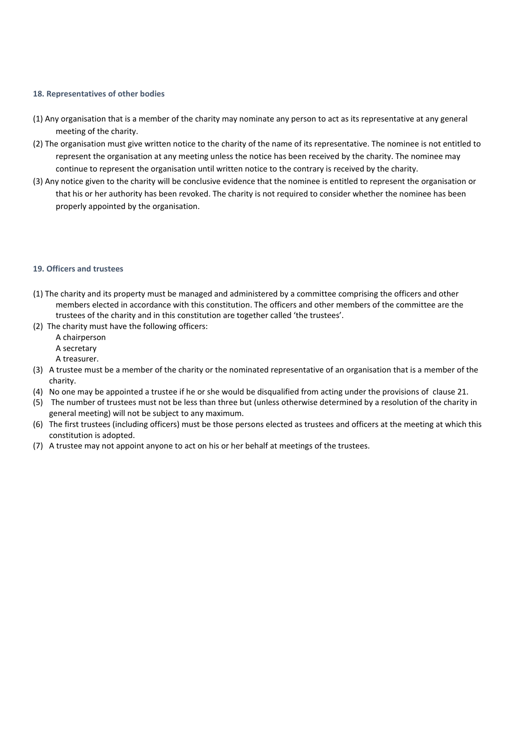### 18. Representatives of other bodies

(1) Any organisation that is a member of the charity may nominate any person to act as its representative at any general meeting of the charity.

(2) The organisation must give written notice to the charity of the name of its representative. The nominee is not entitled to represent the organisation at any meeting unless the notice has been received by the charity. The nominee may continue to represent the organisation until written notice to the contrary is received by the charity.

(3) Any notice given to the charity will be conclusive evidence that the nominee is entitled to represent the organisation or that his or her authority has been revoked. The charity is not required to consider whether the nominee has been properly appointed by the organisation.

### 19. Officers and trustees

(1) The charity and its property must be managed and administered by a committee comprising the officers and other members elected in accordance with this constitution. The officers and other members of the committee are the trustees of the charity and in this constitution are together called 'the trustees'.

(2) The charity must have the following officers:
   - A chairperson
   - A secretary
   - A treasurer.

(3) A trustee must be a member of the charity or the nominated representative of an organisation that is a member of the charity.

(4) No one may be appointed a trustee if he or she would be disqualified from acting under the provisions of clause 21.

(5) The number of trustees must not be less than three but (unless otherwise determined by a resolution of the charity in general meeting) will not be subject to any maximum.

(6) The first trustees (including officers) must be those persons elected as trustees and officers at the meeting at which this constitution is adopted.

(7) A trustee may not appoint anyone to act on his or her behalf at meetings of the trustees.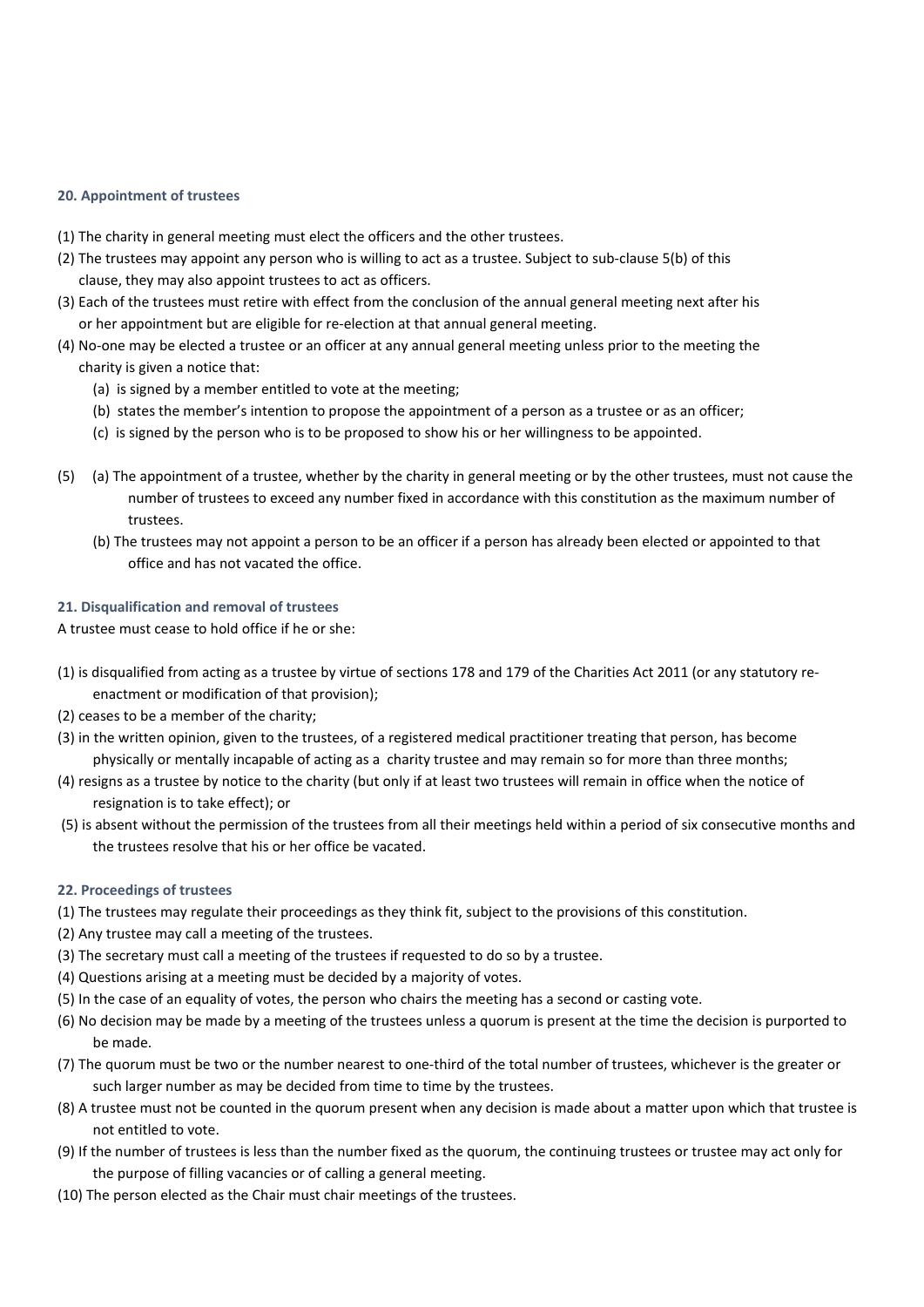#### 20. Appointment of trustees

(1) The charity in general meeting must elect the officers and the other trustees.
(2) The trustees may appoint any person who is willing to act as a trustee. Subject to sub-clause 5(b) of this clause, they may also appoint trustees to act as officers.
(3) Each of the trustees must retire with effect from the conclusion of the annual general meeting next after his or her appointment but are eligible for re-election at that annual general meeting.
(4) No-one may be elected a trustee or an officer at any annual general meeting unless prior to the meeting the charity is given a notice that:
   (a) is signed by a member entitled to vote at the meeting;
   (b) states the member's intention to propose the appointment of a person as a trustee or as an officer;
   (c) is signed by the person who is to be proposed to show his or her willingness to be appointed.

(5) (a) The appointment of a trustee, whether by the charity in general meeting or by the other trustees, must not cause the number of trustees to exceed any number fixed in accordance with this constitution as the maximum number of trustees.
   (b) The trustees may not appoint a person to be an officer if a person has already been elected or appointed to that office and has not vacated the office.

#### 21. Disqualification and removal of trustees

A trustee must cease to hold office if he or she:

(1) is disqualified from acting as a trustee by virtue of sections 178 and 179 of the Charities Act 2011 (or any statutory re-enactment or modification of that provision);
(2) ceases to be a member of the charity;
(3) in the written opinion, given to the trustees, of a registered medical practitioner treating that person, has become physically or mentally incapable of acting as a charity trustee and may remain so for more than three months;
(4) resigns as a trustee by notice to the charity (but only if at least two trustees will remain in office when the notice of resignation is to take effect); or
(5) is absent without the permission of the trustees from all their meetings held within a period of six consecutive months and the trustees resolve that his or her office be vacated.

#### 22. Proceedings of trustees

(1) The trustees may regulate their proceedings as they think fit, subject to the provisions of this constitution.
(2) Any trustee may call a meeting of the trustees.
(3) The secretary must call a meeting of the trustees if requested to do so by a trustee.
(4) Questions arising at a meeting must be decided by a majority of votes.
(5) In the case of an equality of votes, the person who chairs the meeting has a second or casting vote.
(6) No decision may be made by a meeting of the trustees unless a quorum is present at the time the decision is purported to be made.
(7) The quorum must be two or the number nearest to one-third of the total number of trustees, whichever is the greater or such larger number as may be decided from time to time by the trustees.
(8) A trustee must not be counted in the quorum present when any decision is made about a matter upon which that trustee is not entitled to vote.
(9) If the number of trustees is less than the number fixed as the quorum, the continuing trustees or trustee may act only for the purpose of filling vacancies or of calling a general meeting.
(10) The person elected as the Chair must chair meetings of the trustees.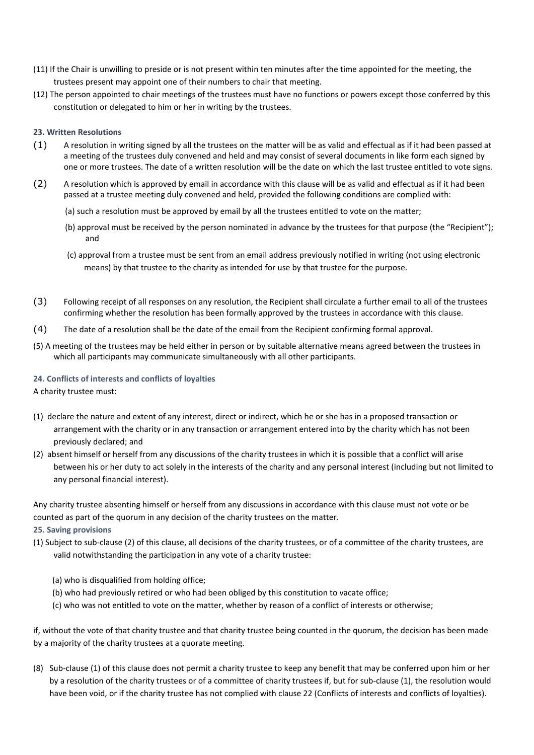(11) If the Chair is unwilling to preside or is not present within ten minutes after the time appointed for the meeting, the trustees present may appoint one of their numbers to chair that meeting.

(12) The person appointed to chair meetings of the trustees must have no functions or powers except those conferred by this constitution or delegated to him or her in writing by the trustees.

**23. Written Resolutions**

(1) A resolution in writing signed by all the trustees on the matter will be as valid and effectual as if it had been passed at a meeting of the trustees duly convened and held and may consist of several documents in like form each signed by one or more trustees. The date of a written resolution will be the date on which the last trustee entitled to vote signs.

(2) A resolution which is approved by email in accordance with this clause will be as valid and effectual as if it had been passed at a trustee meeting duly convened and held, provided the following conditions are complied with:

(a) such a resolution must be approved by email by all the trustees entitled to vote on the matter;

(b) approval must be received by the person nominated in advance by the trustees for that purpose (the "Recipient"); and

(c) approval from a trustee must be sent from an email address previously notified in writing (not using electronic means) by that trustee to the charity as intended for use by that trustee for the purpose.

(3) Following receipt of all responses on any resolution, the Recipient shall circulate a further email to all of the trustees confirming whether the resolution has been formally approved by the trustees in accordance with this clause.

(4) The date of a resolution shall be the date of the email from the Recipient confirming formal approval.

(5) A meeting of the trustees may be held either in person or by suitable alternative means agreed between the trustees in which all participants may communicate simultaneously with all other participants.

**24. Conflicts of interests and conflicts of loyalties**

A charity trustee must:

(1) declare the nature and extent of any interest, direct or indirect, which he or she has in a proposed transaction or arrangement with the charity or in any transaction or arrangement entered into by the charity which has not been previously declared; and

(2) absent himself or herself from any discussions of the charity trustees in which it is possible that a conflict will arise between his or her duty to act solely in the interests of the charity and any personal interest (including but not limited to any personal financial interest).

Any charity trustee absenting himself or herself from any discussions in accordance with this clause must not vote or be counted as part of the quorum in any decision of the charity trustees on the matter.

**25. Saving provisions**

(1) Subject to sub-clause (2) of this clause, all decisions of the charity trustees, or of a committee of the charity trustees, are valid notwithstanding the participation in any vote of a charity trustee:

(a) who is disqualified from holding office;

(b) who had previously retired or who had been obliged by this constitution to vacate office;

(c) who was not entitled to vote on the matter, whether by reason of a conflict of interests or otherwise;

if, without the vote of that charity trustee and that charity trustee being counted in the quorum, the decision has been made by a majority of the charity trustees at a quorate meeting.

(8) Sub-clause (1) of this clause does not permit a charity trustee to keep any benefit that may be conferred upon him or her by a resolution of the charity trustees or of a committee of charity trustees if, but for sub-clause (1), the resolution would have been void, or if the charity trustee has not complied with clause 22 (Conflicts of interests and conflicts of loyalties).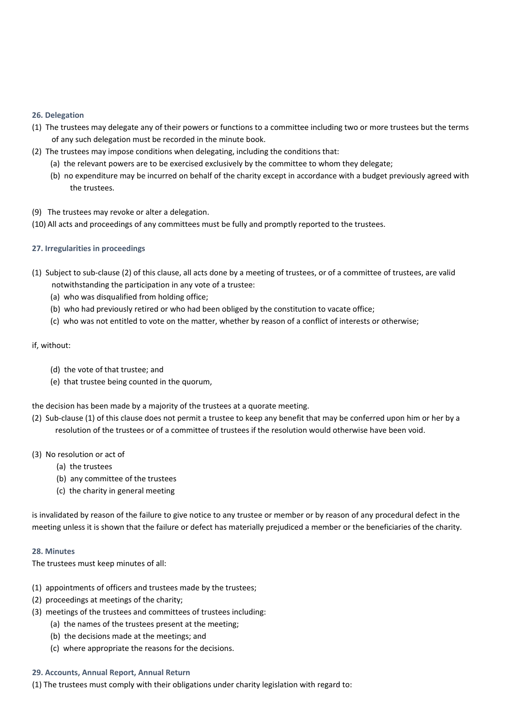#### 26. Delegation

(1) The trustees may delegate any of their powers or functions to a committee including two or more trustees but the terms of any such delegation must be recorded in the minute book.

(2) The trustees may impose conditions when delegating, including the conditions that:

- (a) the relevant powers are to be exercised exclusively by the committee to whom they delegate;
- (b) no expenditure may be incurred on behalf of the charity except in accordance with a budget previously agreed with the trustees.

(9) The trustees may revoke or alter a delegation.

(10) All acts and proceedings of any committees must be fully and promptly reported to the trustees.

#### 27. Irregularities in proceedings

(1) Subject to sub-clause (2) of this clause, all acts done by a meeting of trustees, or of a committee of trustees, are valid notwithstanding the participation in any vote of a trustee:

- (a) who was disqualified from holding office;
- (b) who had previously retired or who had been obliged by the constitution to vacate office;
- (c) who was not entitled to vote on the matter, whether by reason of a conflict of interests or otherwise;

if, without:

- (d) the vote of that trustee; and
- (e) that trustee being counted in the quorum,

the decision has been made by a majority of the trustees at a quorate meeting.

(2) Sub-clause (1) of this clause does not permit a trustee to keep any benefit that may be conferred upon him or her by a resolution of the trustees or of a committee of trustees if the resolution would otherwise have been void.

(3) No resolution or act of

- (a) the trustees
- (b) any committee of the trustees
- (c) the charity in general meeting

is invalidated by reason of the failure to give notice to any trustee or member or by reason of any procedural defect in the meeting unless it is shown that the failure or defect has materially prejudiced a member or the beneficiaries of the charity.

#### 28. Minutes

The trustees must keep minutes of all:

(1) appointments of officers and trustees made by the trustees;

(2) proceedings at meetings of the charity;

(3) meetings of the trustees and committees of trustees including:

- (a) the names of the trustees present at the meeting;
- (b) the decisions made at the meetings; and
- (c) where appropriate the reasons for the decisions.

#### 29. Accounts, Annual Report, Annual Return

(1) The trustees must comply with their obligations under charity legislation with regard to: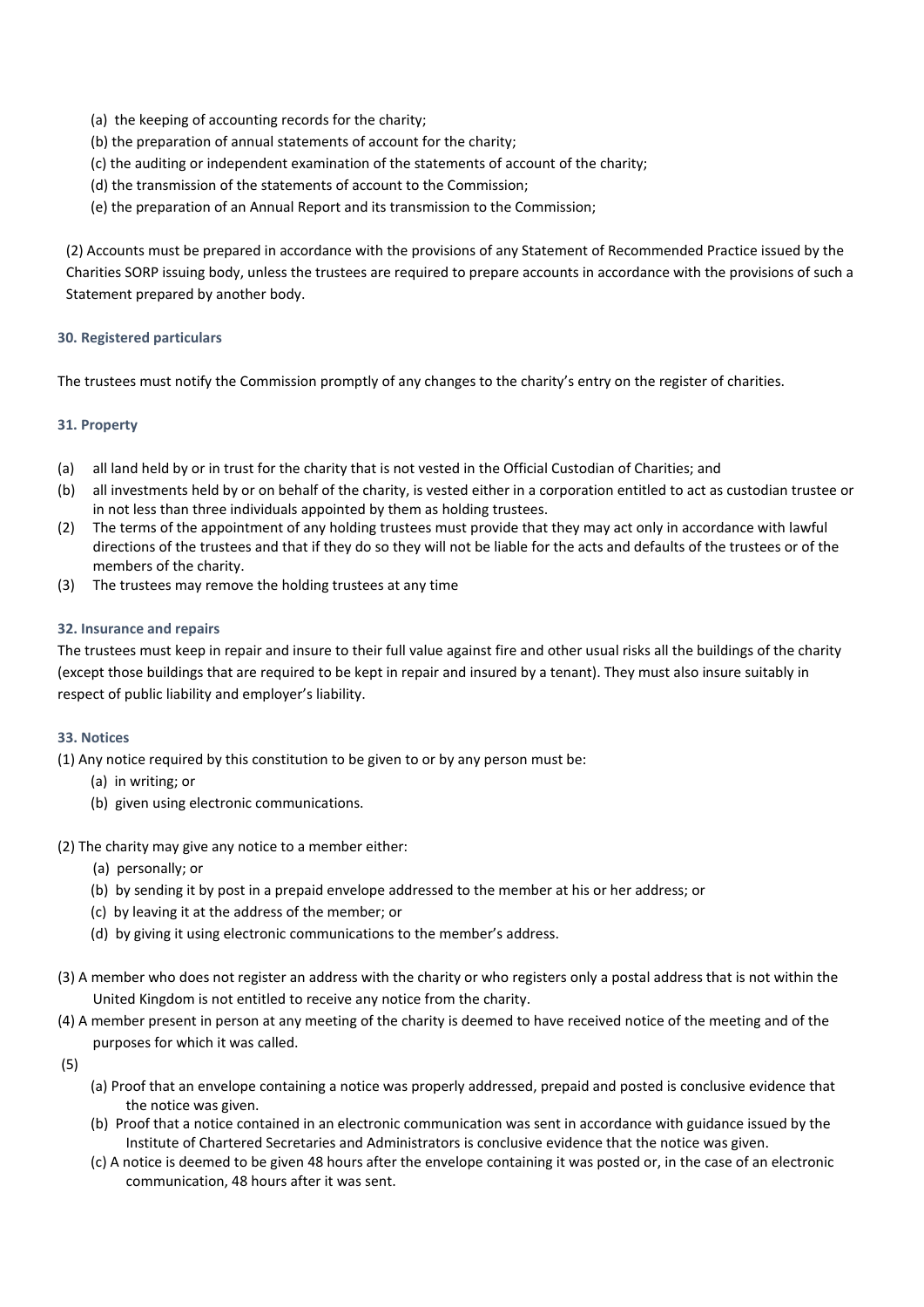(a) the keeping of accounting records for the charity;

(b) the preparation of annual statements of account for the charity;

(c) the auditing or independent examination of the statements of account of the charity;

(d) the transmission of the statements of account to the Commission;

(e) the preparation of an Annual Report and its transmission to the Commission;

(2) Accounts must be prepared in accordance with the provisions of any Statement of Recommended Practice issued by the Charities SORP issuing body, unless the trustees are required to prepare accounts in accordance with the provisions of such a Statement prepared by another body.

#### 30. Registered particulars

The trustees must notify the Commission promptly of any changes to the charity's entry on the register of charities.

#### 31. Property

(a) all land held by or in trust for the charity that is not vested in the Official Custodian of Charities; and

(b) all investments held by or on behalf of the charity, is vested either in a corporation entitled to act as custodian trustee or in not less than three individuals appointed by them as holding trustees.

(2) The terms of the appointment of any holding trustees must provide that they may act only in accordance with lawful directions of the trustees and that if they do so they will not be liable for the acts and defaults of the trustees or of the members of the charity.

(3) The trustees may remove the holding trustees at any time

#### 32. Insurance and repairs

The trustees must keep in repair and insure to their full value against fire and other usual risks all the buildings of the charity (except those buildings that are required to be kept in repair and insured by a tenant). They must also insure suitably in respect of public liability and employer's liability.

#### 33. Notices

(1) Any notice required by this constitution to be given to or by any person must be:

(a) in writing; or

(b) given using electronic communications.

(2) The charity may give any notice to a member either:

(a) personally; or

(b) by sending it by post in a prepaid envelope addressed to the member at his or her address; or

(c) by leaving it at the address of the member; or

(d) by giving it using electronic communications to the member's address.

(3) A member who does not register an address with the charity or who registers only a postal address that is not within the United Kingdom is not entitled to receive any notice from the charity.

(4) A member present in person at any meeting of the charity is deemed to have received notice of the meeting and of the purposes for which it was called.

(5)

(a) Proof that an envelope containing a notice was properly addressed, prepaid and posted is conclusive evidence that the notice was given.

(b) Proof that a notice contained in an electronic communication was sent in accordance with guidance issued by the Institute of Chartered Secretaries and Administrators is conclusive evidence that the notice was given.

(c) A notice is deemed to be given 48 hours after the envelope containing it was posted or, in the case of an electronic communication, 48 hours after it was sent.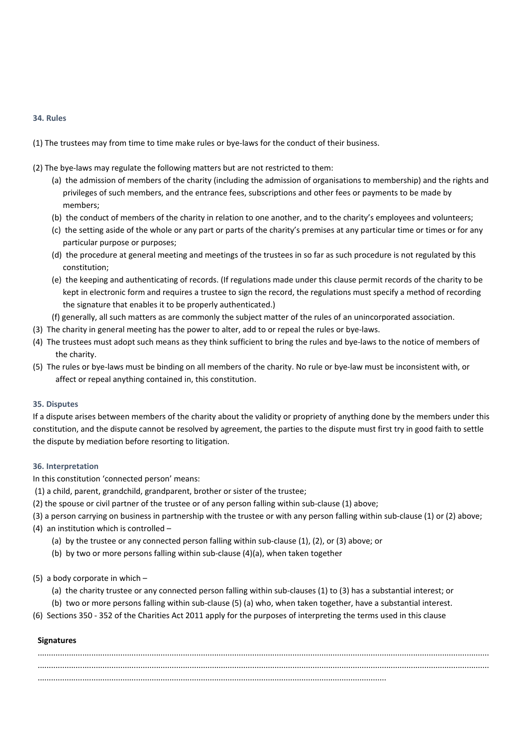#### 34. Rules

(1) The trustees may from time to time make rules or bye-laws for the conduct of their business.

(2) The bye-laws may regulate the following matters but are not restricted to them:

- (a) the admission of members of the charity (including the admission of organisations to membership) and the rights and privileges of such members, and the entrance fees, subscriptions and other fees or payments to be made by members;
- (b) the conduct of members of the charity in relation to one another, and to the charity's employees and volunteers;
- (c) the setting aside of the whole or any part or parts of the charity's premises at any particular time or times or for any particular purpose or purposes;
- (d) the procedure at general meeting and meetings of the trustees in so far as such procedure is not regulated by this constitution;
- (e) the keeping and authenticating of records. (If regulations made under this clause permit records of the charity to be kept in electronic form and requires a trustee to sign the record, the regulations must specify a method of recording the signature that enables it to be properly authenticated.)
- (f) generally, all such matters as are commonly the subject matter of the rules of an unincorporated association.

(3) The charity in general meeting has the power to alter, add to or repeal the rules or bye-laws.

(4) The trustees must adopt such means as they think sufficient to bring the rules and bye-laws to the notice of members of the charity.

(5) The rules or bye-laws must be binding on all members of the charity. No rule or bye-law must be inconsistent with, or affect or repeal anything contained in, this constitution.

#### 35. Disputes

If a dispute arises between members of the charity about the validity or propriety of anything done by the members under this constitution, and the dispute cannot be resolved by agreement, the parties to the dispute must first try in good faith to settle the dispute by mediation before resorting to litigation.

#### 36. Interpretation

In this constitution 'connected person' means:

(1) a child, parent, grandchild, grandparent, brother or sister of the trustee;

(2) the spouse or civil partner of the trustee or of any person falling within sub-clause (1) above;

(3) a person carrying on business in partnership with the trustee or with any person falling within sub-clause (1) or (2) above;

(4) an institution which is controlled –

- (a) by the trustee or any connected person falling within sub-clause (1), (2), or (3) above; or
- (b) by two or more persons falling within sub-clause (4)(a), when taken together

(5) a body corporate in which –

- (a) the charity trustee or any connected person falling within sub-clauses (1) to (3) has a substantial interest; or
- (b) two or more persons falling within sub-clause (5) (a) who, when taken together, have a substantial interest.

(6) Sections 350 - 352 of the Charities Act 2011 apply for the purposes of interpreting the terms used in this clause

**Signatures**

..........................................................................................................................................................................................

..........................................................................................................................................................................................

..........................................................................................................................................................